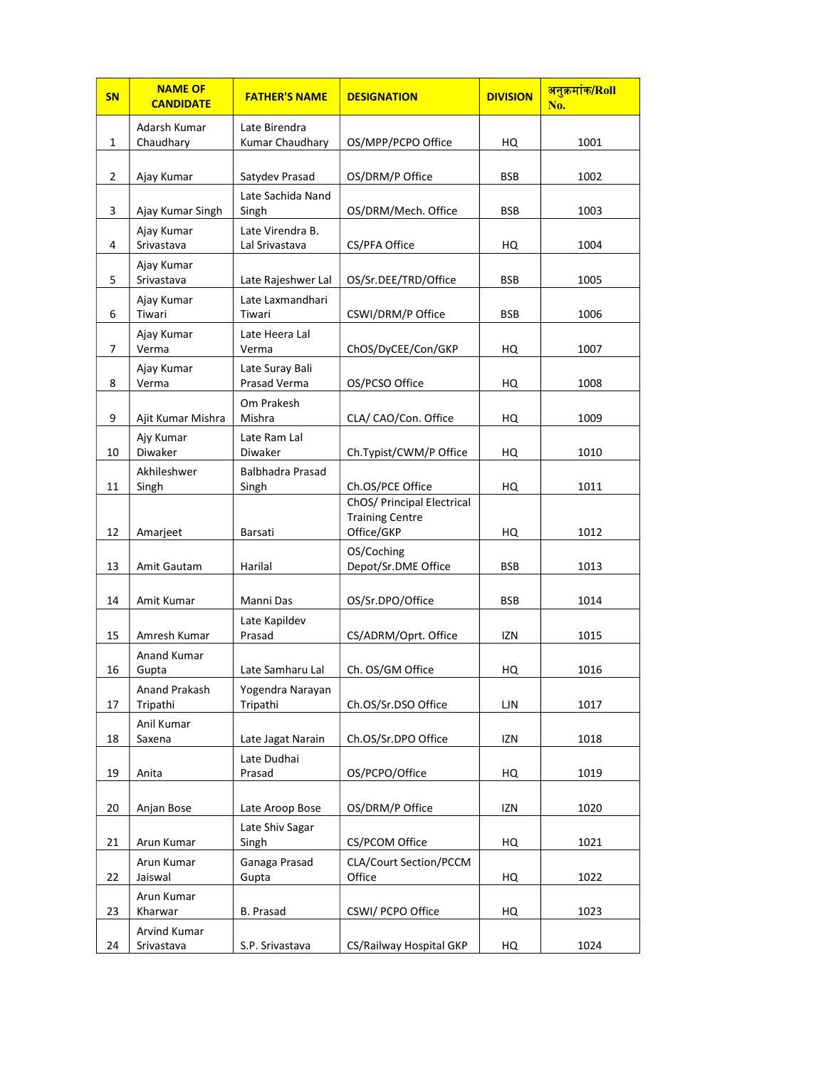| SN | NAME OF CANDIDATE | FATHER'S NAME | DESIGNATION | DIVISION | अनुक्रमांक/Roll No. |
|---|---|---|---|---|---|
| 1 | Adarsh Kumar Chaudhary | Late Birendra Kumar Chaudhary | OS/MPP/PCPO Office | HQ | 1001 |
| 2 | Ajay Kumar | Satydev Prasad | OS/DRM/P Office | BSB | 1002 |
| 3 | Ajay Kumar Singh | Late Sachida Nand Singh | OS/DRM/Mech. Office | BSB | 1003 |
| 4 | Ajay Kumar Srivastava | Late Virendra B. Lal Srivastava | CS/PFA Office | HQ | 1004 |
| 5 | Ajay Kumar Srivastava | Late Rajeshwer Lal | OS/Sr.DEE/TRD/Office | BSB | 1005 |
| 6 | Ajay Kumar Tiwari | Late Laxmandhari Tiwari | CSWI/DRM/P Office | BSB | 1006 |
| 7 | Ajay Kumar Verma | Late Heera Lal Verma | ChOS/DyCEE/Con/GKP | HQ | 1007 |
| 8 | Ajay Kumar Verma | Late Suray Bali Prasad Verma | OS/PCSO Office | HQ | 1008 |
| 9 | Ajit Kumar Mishra | Om Prakesh Mishra | CLA/ CAO/Con. Office | HQ | 1009 |
| 10 | Ajy Kumar Diwaker | Late Ram Lal Diwaker | Ch.Typist/CWM/P Office | HQ | 1010 |
| 11 | Akhileshwer Singh | Balbhadra Prasad Singh | Ch.OS/PCE Office | HQ | 1011 |
| 12 | Amarjeet | Barsati | ChOS/ Principal Electrical Training Centre Office/GKP | HQ | 1012 |
| 13 | Amit Gautam | Harilal | OS/Coching Depot/Sr.DME Office | BSB | 1013 |
| 14 | Amit Kumar | Manni Das | OS/Sr.DPO/Office | BSB | 1014 |
| 15 | Amresh Kumar | Late Kapildev Prasad | CS/ADRM/Oprt. Office | IZN | 1015 |
| 16 | Anand Kumar Gupta | Late Samharu Lal | Ch. OS/GM Office | HQ | 1016 |
| 17 | Anand Prakash Tripathi | Yogendra Narayan Tripathi | Ch.OS/Sr.DSO Office | LJN | 1017 |
| 18 | Anil Kumar Saxena | Late Jagat Narain | Ch.OS/Sr.DPO Office | IZN | 1018 |
| 19 | Anita | Late Dudhai Prasad | OS/PCPO/Office | HQ | 1019 |
| 20 | Anjan Bose | Late Aroop Bose | OS/DRM/P Office | IZN | 1020 |
| 21 | Arun Kumar | Late Shiv Sagar Singh | CS/PCOM Office | HQ | 1021 |
| 22 | Arun Kumar Jaiswal | Ganaga Prasad Gupta | CLA/Court Section/PCCM Office | HQ | 1022 |
| 23 | Arun Kumar Kharwar | B. Prasad | CSWI/ PCPO Office | HQ | 1023 |
| 24 | Arvind Kumar Srivastava | S.P. Srivastava | CS/Railway Hospital GKP | HQ | 1024 |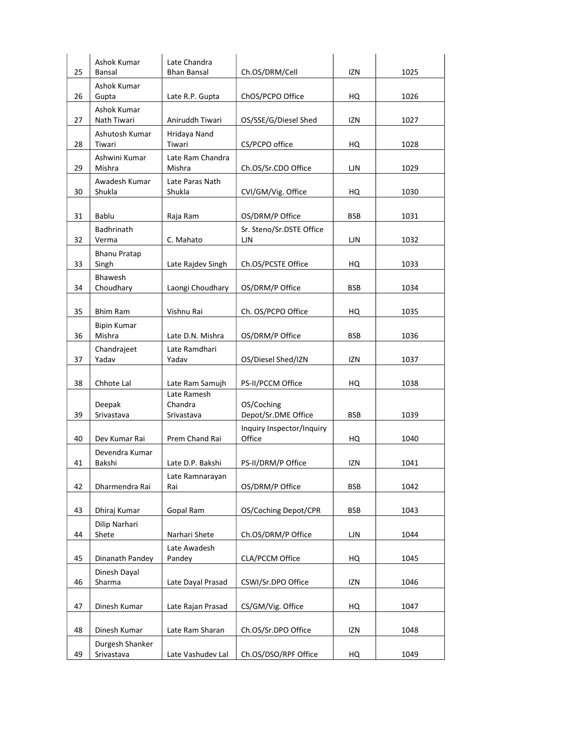| | | | | | |
|---|---|---|---|---|---|
| 25 | Ashok Kumar Bansal | Late Chandra Bhan Bansal | Ch.OS/DRM/Cell | IZN | 1025 |
| 26 | Ashok Kumar Gupta | Late R.P. Gupta | ChOS/PCPO Office | HQ | 1026 |
| 27 | Ashok Kumar Nath Tiwari | Aniruddh Tiwari | OS/SSE/G/Diesel Shed | IZN | 1027 |
| 28 | Ashutosh Kumar Tiwari | Hridaya Nand Tiwari | CS/PCPO office | HQ | 1028 |
| 29 | Ashwini Kumar Mishra | Late Ram Chandra Mishra | Ch.OS/Sr.CDO Office | LJN | 1029 |
| 30 | Awadesh Kumar Shukla | Late Paras Nath Shukla | CVI/GM/Vig. Office | HQ | 1030 |
| 31 | Bablu | Raja Ram | OS/DRM/P Office | BSB | 1031 |
| 32 | Badhrinath Verma | C. Mahato | Sr. Steno/Sr.DSTE Office LJN | LJN | 1032 |
| 33 | Bhanu Pratap Singh | Late Rajdev Singh | Ch.OS/PCSTE Office | HQ | 1033 |
| 34 | Bhawesh Choudhary | Laongi Choudhary | OS/DRM/P Office | BSB | 1034 |
| 35 | Bhim Ram | Vishnu Rai | Ch. OS/PCPO Office | HQ | 1035 |
| 36 | Bipin Kumar Mishra | Late D.N. Mishra | OS/DRM/P Office | BSB | 1036 |
| 37 | Chandrajeet Yadav | Late Ramdhari Yadav | OS/Diesel Shed/IZN | IZN | 1037 |
| 38 | Chhote Lal | Late Ram Samujh | PS-II/PCCM Office | HQ | 1038 |
| 39 | Deepak Srivastava | Late Ramesh Chandra Srivastava | OS/Coching Depot/Sr.DME Office | BSB | 1039 |
| 40 | Dev Kumar Rai | Prem Chand Rai | Inquiry Inspector/Inquiry Office | HQ | 1040 |
| 41 | Devendra Kumar Bakshi | Late D.P. Bakshi | PS-II/DRM/P Office | IZN | 1041 |
| 42 | Dharmendra Rai | Late Ramnarayan Rai | OS/DRM/P Office | BSB | 1042 |
| 43 | Dhiraj Kumar | Gopal Ram | OS/Coching Depot/CPR | BSB | 1043 |
| 44 | Dilip Narhari Shete | Narhari Shete | Ch.OS/DRM/P Office | LJN | 1044 |
| 45 | Dinanath Pandey | Late Awadesh Pandey | CLA/PCCM Office | HQ | 1045 |
| 46 | Dinesh Dayal Sharma | Late Dayal Prasad | CSWI/Sr.DPO Office | IZN | 1046 |
| 47 | Dinesh Kumar | Late Rajan Prasad | CS/GM/Vig. Office | HQ | 1047 |
| 48 | Dinesh Kumar | Late Ram Sharan | Ch.OS/Sr.DPO Office | IZN | 1048 |
| 49 | Durgesh Shanker Srivastava | Late Vashudev Lal | Ch.OS/DSO/RPF Office | HQ | 1049 |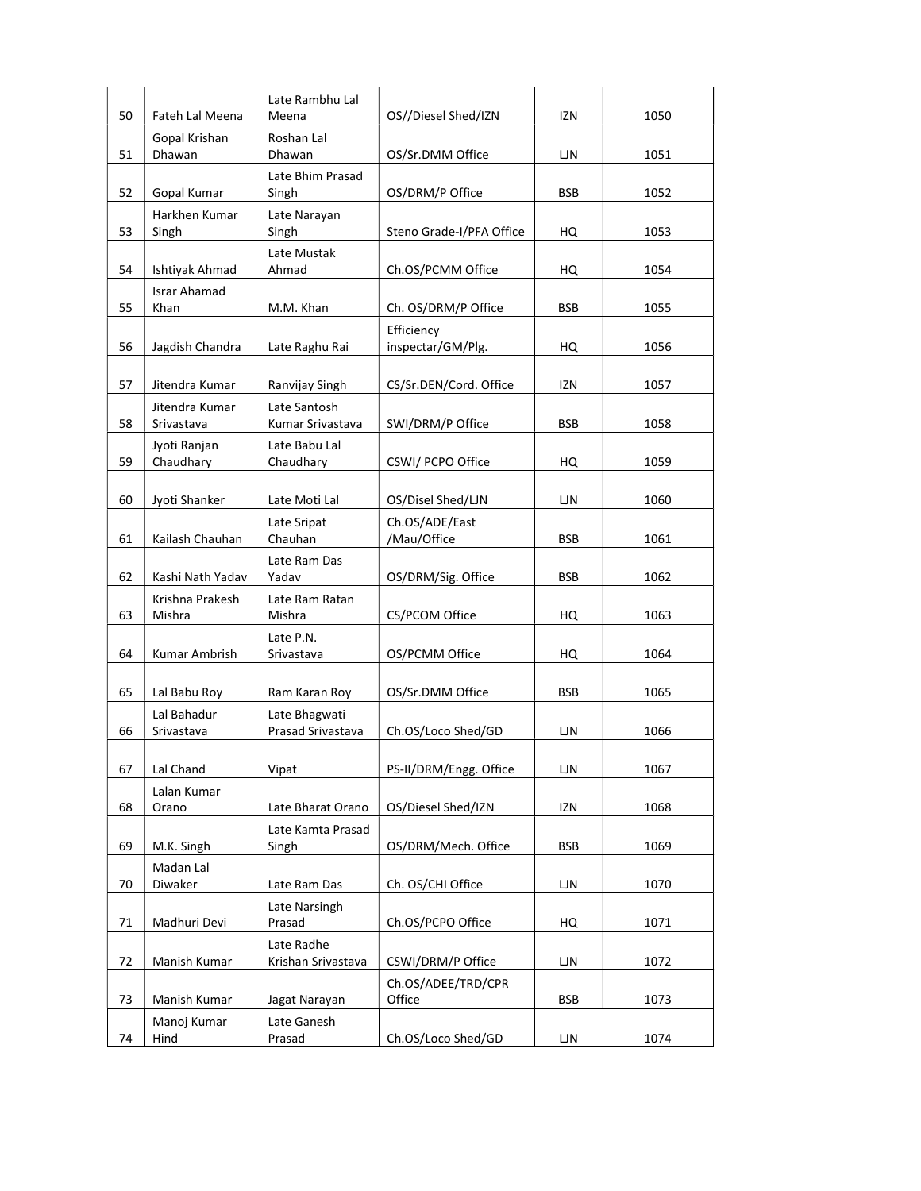| 50 | Fateh Lal Meena | Late Rambhu Lal Meena | OS//Diesel Shed/IZN | IZN | 1050 |
|---|---|---|---|---|---|
| 51 | Gopal Krishan Dhawan | Roshan Lal Dhawan | OS/Sr.DMM Office | LJN | 1051 |
| 52 | Gopal Kumar | Late Bhim Prasad Singh | OS/DRM/P Office | BSB | 1052 |
| 53 | Harkhen Kumar Singh | Late Narayan Singh | Steno Grade-I/PFA Office | HQ | 1053 |
| 54 | Ishtiyak Ahmad | Late Mustak Ahmad | Ch.OS/PCMM Office | HQ | 1054 |
| 55 | Israr Ahamad Khan | M.M. Khan | Ch. OS/DRM/P Office | BSB | 1055 |
| 56 | Jagdish Chandra | Late Raghu Rai | Efficiency inspectar/GM/Plg. | HQ | 1056 |
| 57 | Jitendra Kumar | Ranvijay Singh | CS/Sr.DEN/Cord. Office | IZN | 1057 |
| 58 | Jitendra Kumar Srivastava | Late Santosh Kumar Srivastava | SWI/DRM/P Office | BSB | 1058 |
| 59 | Jyoti Ranjan Chaudhary | Late Babu Lal Chaudhary | CSWI/ PCPO Office | HQ | 1059 |
| 60 | Jyoti Shanker | Late Moti Lal | OS/Disel Shed/LJN | LJN | 1060 |
| 61 | Kailash Chauhan | Late Sripat Chauhan | Ch.OS/ADE/East /Mau/Office | BSB | 1061 |
| 62 | Kashi Nath Yadav | Late Ram Das Yadav | OS/DRM/Sig. Office | BSB | 1062 |
| 63 | Krishna Prakesh Mishra | Late Ram Ratan Mishra | CS/PCOM Office | HQ | 1063 |
| 64 | Kumar Ambrish | Late P.N. Srivastava | OS/PCMM Office | HQ | 1064 |
| 65 | Lal Babu Roy | Ram Karan Roy | OS/Sr.DMM Office | BSB | 1065 |
| 66 | Lal Bahadur Srivastava | Late Bhagwati Prasad Srivastava | Ch.OS/Loco Shed/GD | LJN | 1066 |
| 67 | Lal Chand | Vipat | PS-II/DRM/Engg. Office | LJN | 1067 |
| 68 | Lalan Kumar Orano | Late Bharat Orano | OS/Diesel Shed/IZN | IZN | 1068 |
| 69 | M.K. Singh | Late Kamta Prasad Singh | OS/DRM/Mech. Office | BSB | 1069 |
| 70 | Madan Lal Diwaker | Late Ram Das | Ch. OS/CHI Office | LJN | 1070 |
| 71 | Madhuri Devi | Late Narsingh Prasad | Ch.OS/PCPO Office | HQ | 1071 |
| 72 | Manish Kumar | Late Radhe Krishan Srivastava | CSWI/DRM/P Office | LJN | 1072 |
| 73 | Manish Kumar | Jagat Narayan | Ch.OS/ADEE/TRD/CPR Office | BSB | 1073 |
| 74 | Manoj Kumar Hind | Late Ganesh Prasad | Ch.OS/Loco Shed/GD | LJN | 1074 |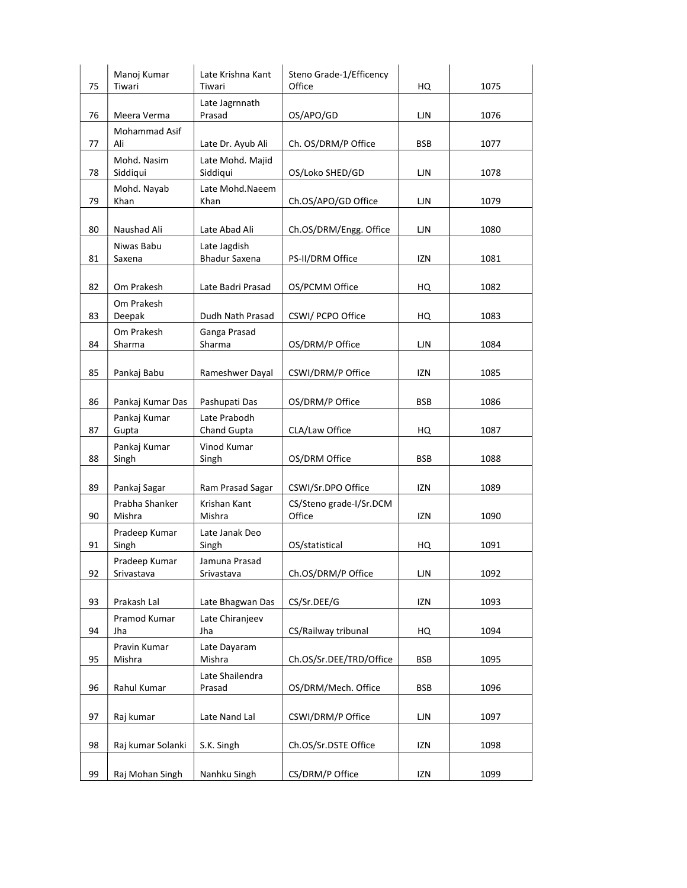| 75 | Manoj Kumar Tiwari | Late Krishna Kant Tiwari | Steno Grade-1/Efficency Office | HQ | 1075 |
|---|---|---|---|---|---|
| 76 | Meera Verma | Late Jagrnnath Prasad | OS/APO/GD | LJN | 1076 |
| 77 | Mohammad Asif Ali | Late Dr. Ayub Ali | Ch. OS/DRM/P Office | BSB | 1077 |
| 78 | Mohd. Nasim Siddiqui | Late Mohd. Majid Siddiqui | OS/Loko SHED/GD | LJN | 1078 |
| 79 | Mohd. Nayab Khan | Late Mohd.Naeem Khan | Ch.OS/APO/GD Office | LJN | 1079 |
| 80 | Naushad Ali | Late Abad Ali | Ch.OS/DRM/Engg. Office | LJN | 1080 |
| 81 | Niwas Babu Saxena | Late Jagdish Bhadur Saxena | PS-II/DRM Office | IZN | 1081 |
| 82 | Om Prakesh | Late Badri Prasad | OS/PCMM Office | HQ | 1082 |
| 83 | Om Prakesh Deepak | Dudh Nath Prasad | CSWI/ PCPO Office | HQ | 1083 |
| 84 | Om Prakesh Sharma | Ganga Prasad Sharma | OS/DRM/P Office | LJN | 1084 |
| 85 | Pankaj Babu | Rameshwer Dayal | CSWI/DRM/P Office | IZN | 1085 |
| 86 | Pankaj Kumar Das | Pashupati Das | OS/DRM/P Office | BSB | 1086 |
| 87 | Pankaj Kumar Gupta | Late Prabodh Chand Gupta | CLA/Law Office | HQ | 1087 |
| 88 | Pankaj Kumar Singh | Vinod Kumar Singh | OS/DRM Office | BSB | 1088 |
| 89 | Pankaj Sagar | Ram Prasad Sagar | CSWI/Sr.DPO Office | IZN | 1089 |
| 90 | Prabha Shanker Mishra | Krishan Kant Mishra | CS/Steno grade-I/Sr.DCM Office | IZN | 1090 |
| 91 | Pradeep Kumar Singh | Late Janak Deo Singh | OS/statistical | HQ | 1091 |
| 92 | Pradeep Kumar Srivastava | Jamuna Prasad Srivastava | Ch.OS/DRM/P Office | LJN | 1092 |
| 93 | Prakash Lal | Late Bhagwan Das | CS/Sr.DEE/G | IZN | 1093 |
| 94 | Pramod Kumar Jha | Late Chiranjeev Jha | CS/Railway tribunal | HQ | 1094 |
| 95 | Pravin Kumar Mishra | Late Dayaram Mishra | Ch.OS/Sr.DEE/TRD/Office | BSB | 1095 |
| 96 | Rahul Kumar | Late Shailendra Prasad | OS/DRM/Mech. Office | BSB | 1096 |
| 97 | Raj kumar | Late Nand Lal | CSWI/DRM/P Office | LJN | 1097 |
| 98 | Raj kumar Solanki | S.K. Singh | Ch.OS/Sr.DSTE Office | IZN | 1098 |
| 99 | Raj Mohan Singh | Nanhku Singh | CS/DRM/P Office | IZN | 1099 |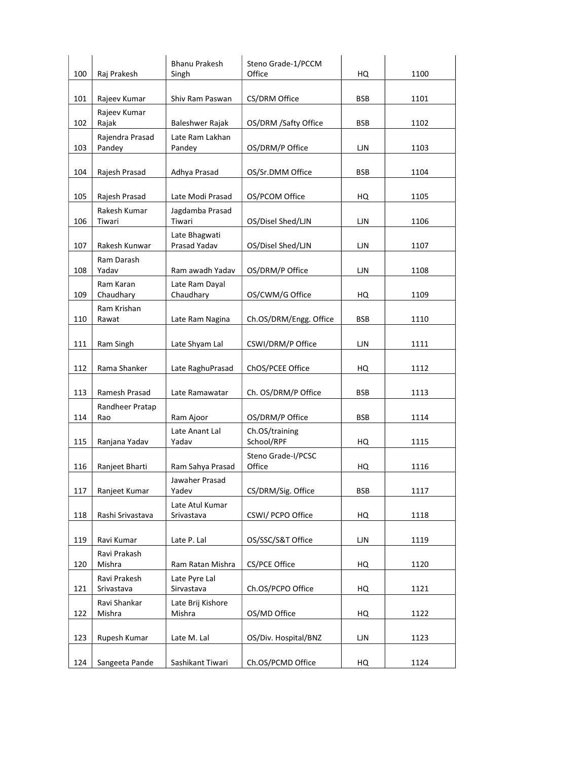| 100 | Raj Prakesh | Bhanu Prakesh Singh | Steno Grade-1/PCCM Office | HQ | 1100 |
|---|---|---|---|---|---|
| 101 | Rajeev Kumar | Shiv Ram Paswan | CS/DRM Office | BSB | 1101 |
| 102 | Rajeev Kumar Rajak | Baleshwer Rajak | OS/DRM /Safty Office | BSB | 1102 |
| 103 | Rajendra Prasad Pandey | Late Ram Lakhan Pandey | OS/DRM/P Office | LJN | 1103 |
| 104 | Rajesh Prasad | Adhya Prasad | OS/Sr.DMM Office | BSB | 1104 |
| 105 | Rajesh Prasad | Late Modi Prasad | OS/PCOM Office | HQ | 1105 |
| 106 | Rakesh Kumar Tiwari | Jagdamba Prasad Tiwari | OS/Disel Shed/LJN | LJN | 1106 |
| 107 | Rakesh Kunwar | Late Bhagwati Prasad Yadav | OS/Disel Shed/LJN | LJN | 1107 |
| 108 | Ram Darash Yadav | Ram awadh Yadav | OS/DRM/P Office | LJN | 1108 |
| 109 | Ram Karan Chaudhary | Late Ram Dayal Chaudhary | OS/CWM/G Office | HQ | 1109 |
| 110 | Ram Krishan Rawat | Late Ram Nagina | Ch.OS/DRM/Engg. Office | BSB | 1110 |
| 111 | Ram Singh | Late Shyam Lal | CSWI/DRM/P Office | LJN | 1111 |
| 112 | Rama Shanker | Late RaghuPrasad | ChOS/PCEE Office | HQ | 1112 |
| 113 | Ramesh Prasad | Late Ramawatar | Ch. OS/DRM/P Office | BSB | 1113 |
| 114 | Randheer Pratap Rao | Ram Ajoor | OS/DRM/P Office | BSB | 1114 |
| 115 | Ranjana Yadav | Late Anant Lal Yadav | Ch.OS/training School/RPF | HQ | 1115 |
| 116 | Ranjeet Bharti | Ram Sahya Prasad | Steno Grade-I/PCSC Office | HQ | 1116 |
| 117 | Ranjeet Kumar | Jawaher Prasad Yadev | CS/DRM/Sig. Office | BSB | 1117 |
| 118 | Rashi Srivastava | Late Atul Kumar Srivastava | CSWI/ PCPO Office | HQ | 1118 |
| 119 | Ravi Kumar | Late P. Lal | OS/SSC/S&T Office | LJN | 1119 |
| 120 | Ravi Prakash Mishra | Ram Ratan Mishra | CS/PCE Office | HQ | 1120 |
| 121 | Ravi Prakesh Srivastava | Late Pyre Lal Sirvastava | Ch.OS/PCPO Office | HQ | 1121 |
| 122 | Ravi Shankar Mishra | Late Brij Kishore Mishra | OS/MD Office | HQ | 1122 |
| 123 | Rupesh Kumar | Late M. Lal | OS/Div. Hospital/BNZ | LJN | 1123 |
| 124 | Sangeeta Pande | Sashikant Tiwari | Ch.OS/PCMD Office | HQ | 1124 |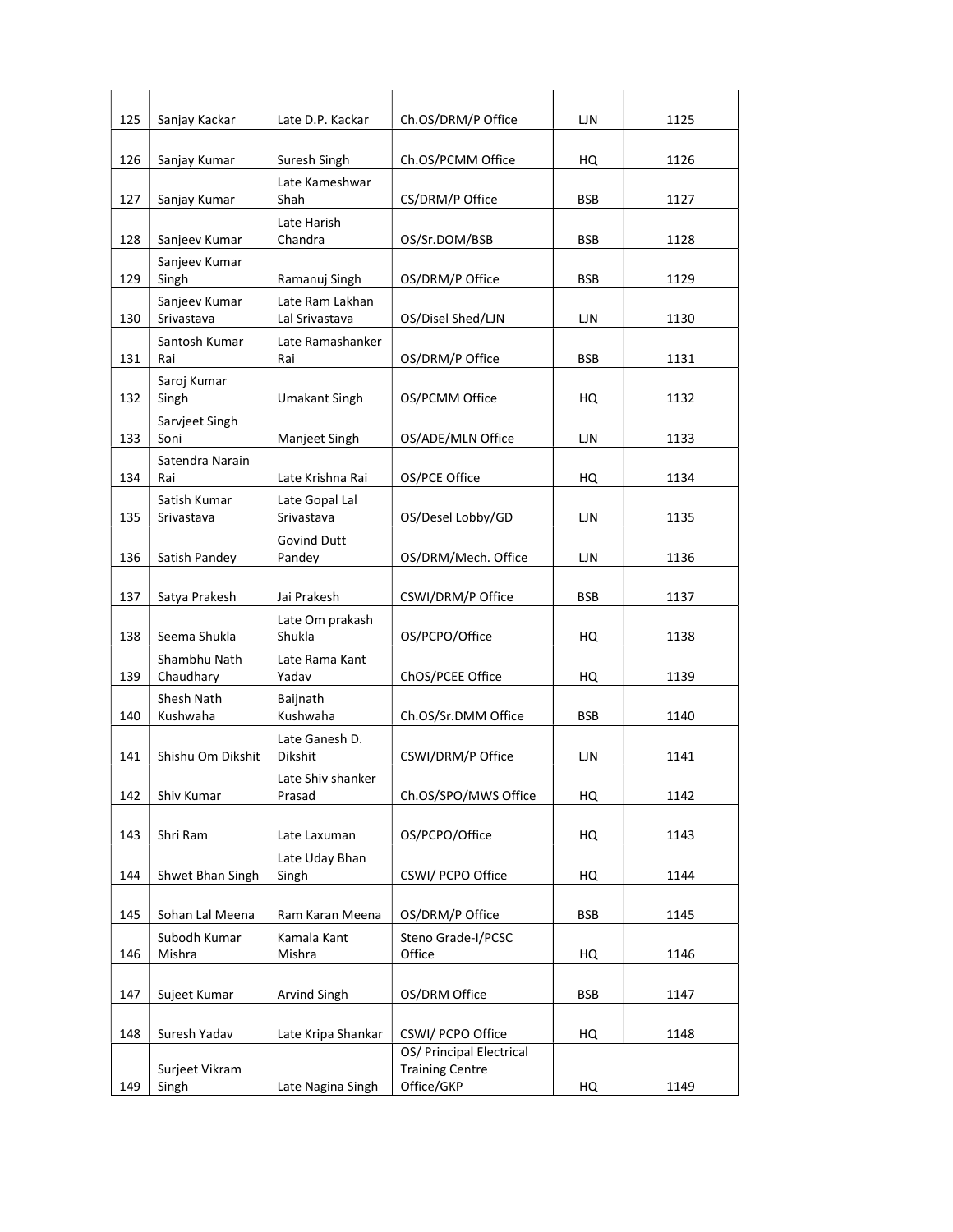| | | | | | |
|---|---|---|---|---|---|
| 125 | Sanjay Kackar | Late D.P. Kackar | Ch.OS/DRM/P Office | LJN | 1125 |
| 126 | Sanjay Kumar | Suresh Singh | Ch.OS/PCMM Office | HQ | 1126 |
| 127 | Sanjay Kumar | Late Kameshwar Shah | CS/DRM/P Office | BSB | 1127 |
| 128 | Sanjeev Kumar | Late Harish Chandra | OS/Sr.DOM/BSB | BSB | 1128 |
| 129 | Sanjeev Kumar Singh | Ramanuj Singh | OS/DRM/P Office | BSB | 1129 |
| 130 | Sanjeev Kumar Srivastava | Late Ram Lakhan Lal Srivastava | OS/Disel Shed/LJN | LJN | 1130 |
| 131 | Santosh Kumar Rai | Late Ramashanker Rai | OS/DRM/P Office | BSB | 1131 |
| 132 | Saroj Kumar Singh | Umakant Singh | OS/PCMM Office | HQ | 1132 |
| 133 | Sarvjeet Singh Soni | Manjeet Singh | OS/ADE/MLN Office | LJN | 1133 |
| 134 | Satendra Narain Rai | Late Krishna Rai | OS/PCE Office | HQ | 1134 |
| 135 | Satish Kumar Srivastava | Late Gopal Lal Srivastava | OS/Desel Lobby/GD | LJN | 1135 |
| 136 | Satish Pandey | Govind Dutt Pandey | OS/DRM/Mech. Office | LJN | 1136 |
| 137 | Satya Prakesh | Jai Prakesh | CSWI/DRM/P Office | BSB | 1137 |
| 138 | Seema Shukla | Late Om prakash Shukla | OS/PCPO/Office | HQ | 1138 |
| 139 | Shambhu Nath Chaudhary | Late Rama Kant Yadav | ChOS/PCEE Office | HQ | 1139 |
| 140 | Shesh Nath Kushwaha | Baijnath Kushwaha | Ch.OS/Sr.DMM Office | BSB | 1140 |
| 141 | Shishu Om Dikshit | Late Ganesh D. Dikshit | CSWI/DRM/P Office | LJN | 1141 |
| 142 | Shiv Kumar | Late Shiv shanker Prasad | Ch.OS/SPO/MWS Office | HQ | 1142 |
| 143 | Shri Ram | Late Laxuman | OS/PCPO/Office | HQ | 1143 |
| 144 | Shwet Bhan Singh | Late Uday Bhan Singh | CSWI/ PCPO Office | HQ | 1144 |
| 145 | Sohan Lal Meena | Ram Karan Meena | OS/DRM/P Office | BSB | 1145 |
| 146 | Subodh Kumar Mishra | Kamala Kant Mishra | Steno Grade-I/PCSC Office | HQ | 1146 |
| 147 | Sujeet Kumar | Arvind Singh | OS/DRM Office | BSB | 1147 |
| 148 | Suresh Yadav | Late Kripa Shankar | CSWI/ PCPO Office | HQ | 1148 |
| 149 | Surjeet Vikram Singh | Late Nagina Singh | OS/ Principal Electrical Training Centre Office/GKP | HQ | 1149 |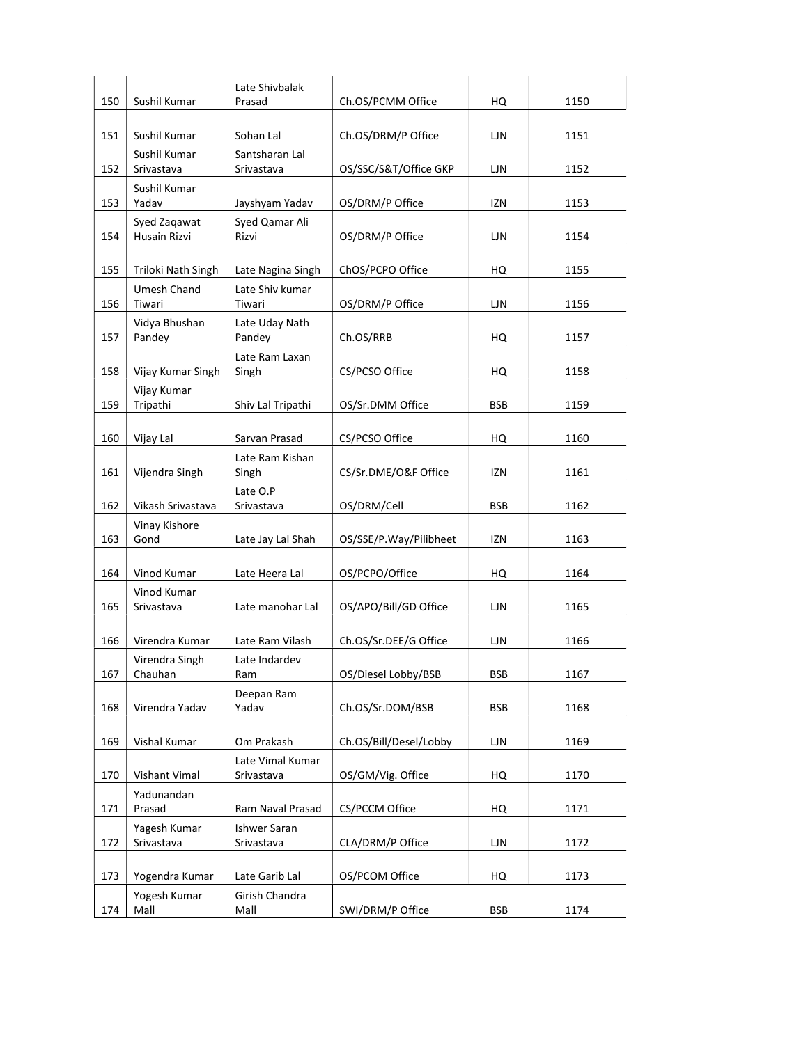| | | | | | |
|---|---|---|---|---|---|
| 150 | Sushil Kumar | Late Shivbalak Prasad | Ch.OS/PCMM Office | HQ | 1150 |
| 151 | Sushil Kumar | Sohan Lal | Ch.OS/DRM/P Office | LJN | 1151 |
| 152 | Sushil Kumar Srivastava | Santsharan Lal Srivastava | OS/SSC/S&T/Office GKP | LJN | 1152 |
| 153 | Sushil Kumar Yadav | Jayshyam Yadav | OS/DRM/P Office | IZN | 1153 |
| 154 | Syed Zaqawat Husain Rizvi | Syed Qamar Ali Rizvi | OS/DRM/P Office | LJN | 1154 |
| 155 | Triloki Nath Singh | Late Nagina Singh | ChOS/PCPO Office | HQ | 1155 |
| 156 | Umesh Chand Tiwari | Late Shiv kumar Tiwari | OS/DRM/P Office | LJN | 1156 |
| 157 | Vidya Bhushan Pandey | Late Uday Nath Pandey | Ch.OS/RRB | HQ | 1157 |
| 158 | Vijay Kumar Singh | Late Ram Laxan Singh | CS/PCSO Office | HQ | 1158 |
| 159 | Vijay Kumar Tripathi | Shiv Lal Tripathi | OS/Sr.DMM Office | BSB | 1159 |
| 160 | Vijay Lal | Sarvan Prasad | CS/PCSO Office | HQ | 1160 |
| 161 | Vijendra Singh | Late Ram Kishan Singh | CS/Sr.DME/O&F Office | IZN | 1161 |
| 162 | Vikash Srivastava | Late O.P Srivastava | OS/DRM/Cell | BSB | 1162 |
| 163 | Vinay Kishore Gond | Late Jay Lal Shah | OS/SSE/P.Way/Pilibheet | IZN | 1163 |
| 164 | Vinod Kumar | Late Heera Lal | OS/PCPO/Office | HQ | 1164 |
| 165 | Vinod Kumar Srivastava | Late manohar Lal | OS/APO/Bill/GD Office | LJN | 1165 |
| 166 | Virendra Kumar | Late Ram Vilash | Ch.OS/Sr.DEE/G Office | LJN | 1166 |
| 167 | Virendra Singh Chauhan | Late Indardev Ram | OS/Diesel Lobby/BSB | BSB | 1167 |
| 168 | Virendra Yadav | Deepan Ram Yadav | Ch.OS/Sr.DOM/BSB | BSB | 1168 |
| 169 | Vishal Kumar | Om Prakash | Ch.OS/Bill/Desel/Lobby | LJN | 1169 |
| 170 | Vishant Vimal | Late Vimal Kumar Srivastava | OS/GM/Vig. Office | HQ | 1170 |
| 171 | Yadunandan Prasad | Ram Naval Prasad | CS/PCCM Office | HQ | 1171 |
| 172 | Yagesh Kumar Srivastava | Ishwer Saran Srivastava | CLA/DRM/P Office | LJN | 1172 |
| 173 | Yogendra Kumar | Late Garib Lal | OS/PCOM Office | HQ | 1173 |
| 174 | Yogesh Kumar Mall | Girish Chandra Mall | SWI/DRM/P Office | BSB | 1174 |